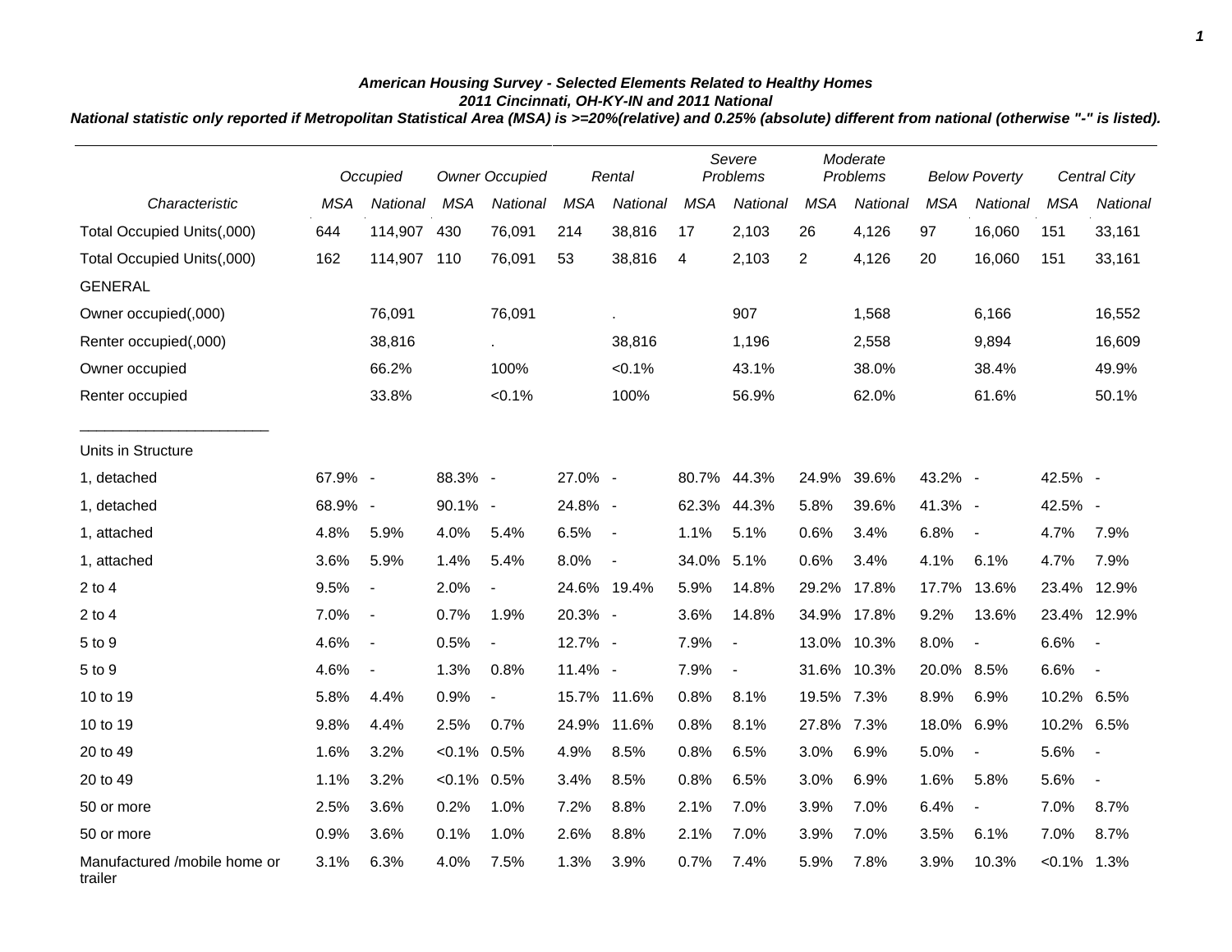# American Housing Survey - Selected Elements Related to Healthy Homes

## 2011 Cincinnati, OH-KY-IN and 2011 National

**National statistic only reported if Metropolitan Statistical Area (MSA) is >=20%(relative) and 0.25% (absolute) different from national (otherwise "-" is listed).**

| | Occupied | | Owner Occupied | | Rental | | Severe Problems | | Moderate Problems | | Below Poverty | | Central City | |
|---|---|---|---|---|---|---|---|---|---|---|---|---|---|---|
| *Characteristic* | *MSA* | *National* | *MSA* | *National* | *MSA* | *National* | *MSA* | *National* | *MSA* | *National* | *MSA* | *National* | *MSA* | *National* |
| Total Occupied Units(,000) | 644 | 114,907 | 430 | 76,091 | 214 | 38,816 | 17 | 2,103 | 26 | 4,126 | 97 | 16,060 | 151 | 33,161 |
| Total Occupied Units(,000) | 162 | 114,907 | 110 | 76,091 | 53 | 38,816 | 4 | 2,103 | 2 | 4,126 | 20 | 16,060 | 151 | 33,161 |
| GENERAL | | | | | | | | | | | | | | |
| Owner occupied(,000) | | 76,091 | | 76,091 | | . | | 907 | | 1,568 | | 6,166 | | 16,552 |
| Renter occupied(,000) | | 38,816 | | . | | 38,816 | | 1,196 | | 2,558 | | 9,894 | | 16,609 |
| Owner occupied | | 66.2% | | 100% | | <0.1% | | 43.1% | | 38.0% | | 38.4% | | 49.9% |
| Renter occupied | | 33.8% | | <0.1% | | 100% | | 56.9% | | 62.0% | | 61.6% | | 50.1% |
| Units in Structure | | | | | | | | | | | | | | |
| 1, detached | 67.9% | - | 88.3% | - | 27.0% | - | 80.7% | 44.3% | 24.9% | 39.6% | 43.2% | - | 42.5% | - |
| 1, detached | 68.9% | - | 90.1% | - | 24.8% | - | 62.3% | 44.3% | 5.8% | 39.6% | 41.3% | - | 42.5% | - |
| 1, attached | 4.8% | 5.9% | 4.0% | 5.4% | 6.5% | - | 1.1% | 5.1% | 0.6% | 3.4% | 6.8% | - | 4.7% | 7.9% |
| 1, attached | 3.6% | 5.9% | 1.4% | 5.4% | 8.0% | - | 34.0% | 5.1% | 0.6% | 3.4% | 4.1% | 6.1% | 4.7% | 7.9% |
| 2 to 4 | 9.5% | - | 2.0% | - | 24.6% | 19.4% | 5.9% | 14.8% | 29.2% | 17.8% | 17.7% | 13.6% | 23.4% | 12.9% |
| 2 to 4 | 7.0% | - | 0.7% | 1.9% | 20.3% | - | 3.6% | 14.8% | 34.9% | 17.8% | 9.2% | 13.6% | 23.4% | 12.9% |
| 5 to 9 | 4.6% | - | 0.5% | - | 12.7% | - | 7.9% | - | 13.0% | 10.3% | 8.0% | - | 6.6% | - |
| 5 to 9 | 4.6% | - | 1.3% | 0.8% | 11.4% | - | 7.9% | - | 31.6% | 10.3% | 20.0% | 8.5% | 6.6% | - |
| 10 to 19 | 5.8% | 4.4% | 0.9% | - | 15.7% | 11.6% | 0.8% | 8.1% | 19.5% | 7.3% | 8.9% | 6.9% | 10.2% | 6.5% |
| 10 to 19 | 9.8% | 4.4% | 2.5% | 0.7% | 24.9% | 11.6% | 0.8% | 8.1% | 27.8% | 7.3% | 18.0% | 6.9% | 10.2% | 6.5% |
| 20 to 49 | 1.6% | 3.2% | <0.1% | 0.5% | 4.9% | 8.5% | 0.8% | 6.5% | 3.0% | 6.9% | 5.0% | - | 5.6% | - |
| 20 to 49 | 1.1% | 3.2% | <0.1% | 0.5% | 3.4% | 8.5% | 0.8% | 6.5% | 3.0% | 6.9% | 1.6% | 5.8% | 5.6% | - |
| 50 or more | 2.5% | 3.6% | 0.2% | 1.0% | 7.2% | 8.8% | 2.1% | 7.0% | 3.9% | 7.0% | 6.4% | - | 7.0% | 8.7% |
| 50 or more | 0.9% | 3.6% | 0.1% | 1.0% | 2.6% | 8.8% | 2.1% | 7.0% | 3.9% | 7.0% | 3.5% | 6.1% | 7.0% | 8.7% |
| Manufactured /mobile home or trailer | 3.1% | 6.3% | 4.0% | 7.5% | 1.3% | 3.9% | 0.7% | 7.4% | 5.9% | 7.8% | 3.9% | 10.3% | <0.1% | 1.3% |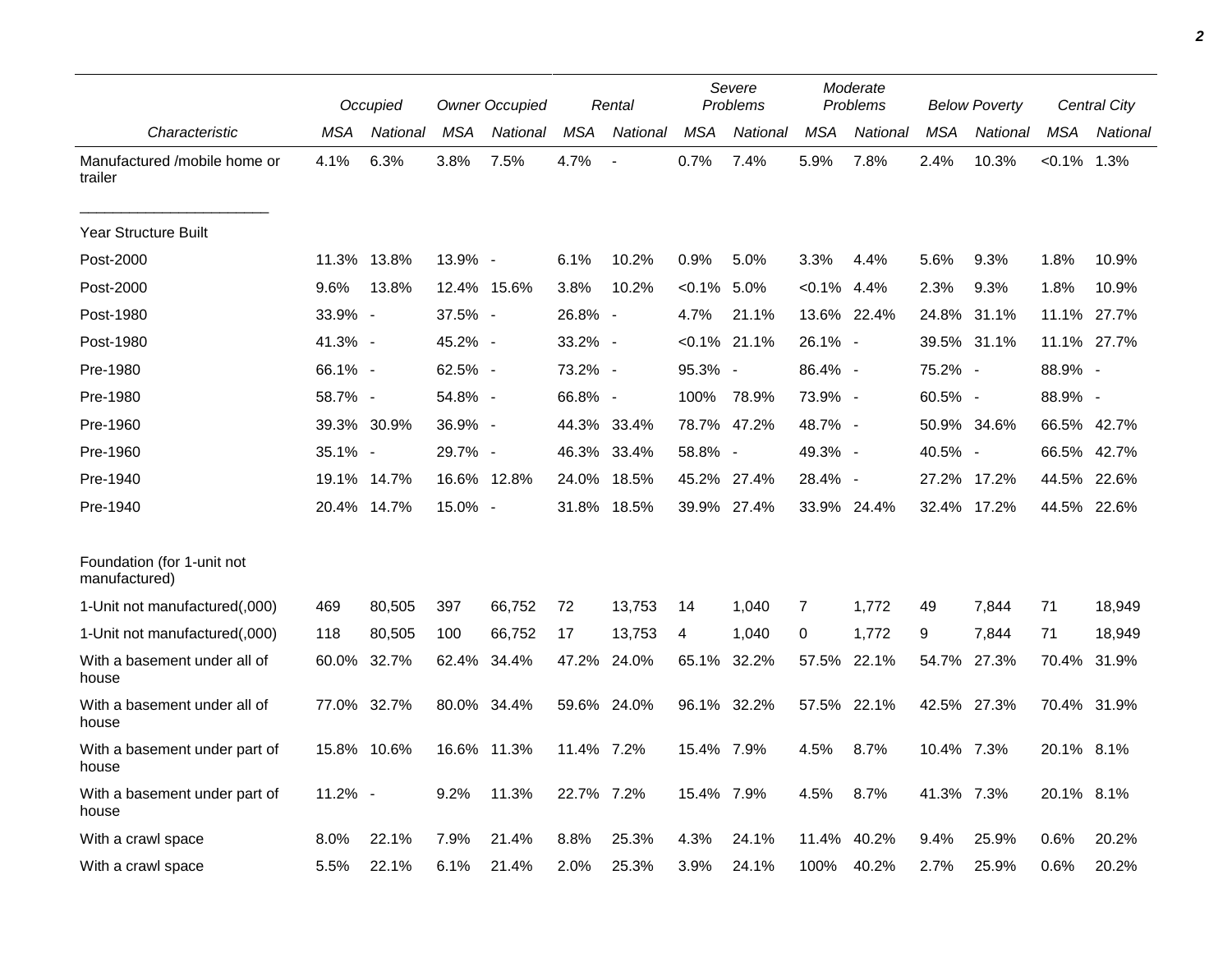| Characteristic | Occupied | | Owner Occupied | | Rental | | Severe Problems | | Moderate Problems | | Below Poverty | | Central City | |
|---|---|---|---|---|---|---|---|---|---|---|---|---|---|---|
| | MSA | National | MSA | National | MSA | National | MSA | National | MSA | National | MSA | National | MSA | National |
| Manufactured /mobile home or trailer | 4.1% | 6.3% | 3.8% | 7.5% | 4.7% | - | 0.7% | 7.4% | 5.9% | 7.8% | 2.4% | 10.3% | <0.1% | 1.3% |
| _______________________ | | | | | | | | | | | | | | |
| Year Structure Built | | | | | | | | | | | | | | |
| Post-2000 | 11.3% | 13.8% | 13.9% | - | 6.1% | 10.2% | 0.9% | 5.0% | 3.3% | 4.4% | 5.6% | 9.3% | 1.8% | 10.9% |
| Post-2000 | 9.6% | 13.8% | 12.4% | 15.6% | 3.8% | 10.2% | <0.1% | 5.0% | <0.1% | 4.4% | 2.3% | 9.3% | 1.8% | 10.9% |
| Post-1980 | 33.9% | - | 37.5% | - | 26.8% | - | 4.7% | 21.1% | 13.6% | 22.4% | 24.8% | 31.1% | 11.1% | 27.7% |
| Post-1980 | 41.3% | - | 45.2% | - | 33.2% | - | <0.1% | 21.1% | 26.1% | - | 39.5% | 31.1% | 11.1% | 27.7% |
| Pre-1980 | 66.1% | - | 62.5% | - | 73.2% | - | 95.3% | - | 86.4% | - | 75.2% | - | 88.9% | - |
| Pre-1980 | 58.7% | - | 54.8% | - | 66.8% | - | 100% | 78.9% | 73.9% | - | 60.5% | - | 88.9% | - |
| Pre-1960 | 39.3% | 30.9% | 36.9% | - | 44.3% | 33.4% | 78.7% | 47.2% | 48.7% | - | 50.9% | 34.6% | 66.5% | 42.7% |
| Pre-1960 | 35.1% | - | 29.7% | - | 46.3% | 33.4% | 58.8% | - | 49.3% | - | 40.5% | - | 66.5% | 42.7% |
| Pre-1940 | 19.1% | 14.7% | 16.6% | 12.8% | 24.0% | 18.5% | 45.2% | 27.4% | 28.4% | - | 27.2% | 17.2% | 44.5% | 22.6% |
| Pre-1940 | 20.4% | 14.7% | 15.0% | - | 31.8% | 18.5% | 39.9% | 27.4% | 33.9% | 24.4% | 32.4% | 17.2% | 44.5% | 22.6% |
| Foundation (for 1-unit not manufactured) | | | | | | | | | | | | | | |
| 1-Unit not manufactured(,000) | 469 | 80,505 | 397 | 66,752 | 72 | 13,753 | 14 | 1,040 | 7 | 1,772 | 49 | 7,844 | 71 | 18,949 |
| 1-Unit not manufactured(,000) | 118 | 80,505 | 100 | 66,752 | 17 | 13,753 | 4 | 1,040 | 0 | 1,772 | 9 | 7,844 | 71 | 18,949 |
| With a basement under all of house | 60.0% | 32.7% | 62.4% | 34.4% | 47.2% | 24.0% | 65.1% | 32.2% | 57.5% | 22.1% | 54.7% | 27.3% | 70.4% | 31.9% |
| With a basement under all of house | 77.0% | 32.7% | 80.0% | 34.4% | 59.6% | 24.0% | 96.1% | 32.2% | 57.5% | 22.1% | 42.5% | 27.3% | 70.4% | 31.9% |
| With a basement under part of house | 15.8% | 10.6% | 16.6% | 11.3% | 11.4% | 7.2% | 15.4% | 7.9% | 4.5% | 8.7% | 10.4% | 7.3% | 20.1% | 8.1% |
| With a basement under part of house | 11.2% | - | 9.2% | 11.3% | 22.7% | 7.2% | 15.4% | 7.9% | 4.5% | 8.7% | 41.3% | 7.3% | 20.1% | 8.1% |
| With a crawl space | 8.0% | 22.1% | 7.9% | 21.4% | 8.8% | 25.3% | 4.3% | 24.1% | 11.4% | 40.2% | 9.4% | 25.9% | 0.6% | 20.2% |
| With a crawl space | 5.5% | 22.1% | 6.1% | 21.4% | 2.0% | 25.3% | 3.9% | 24.1% | 100% | 40.2% | 2.7% | 25.9% | 0.6% | 20.2% |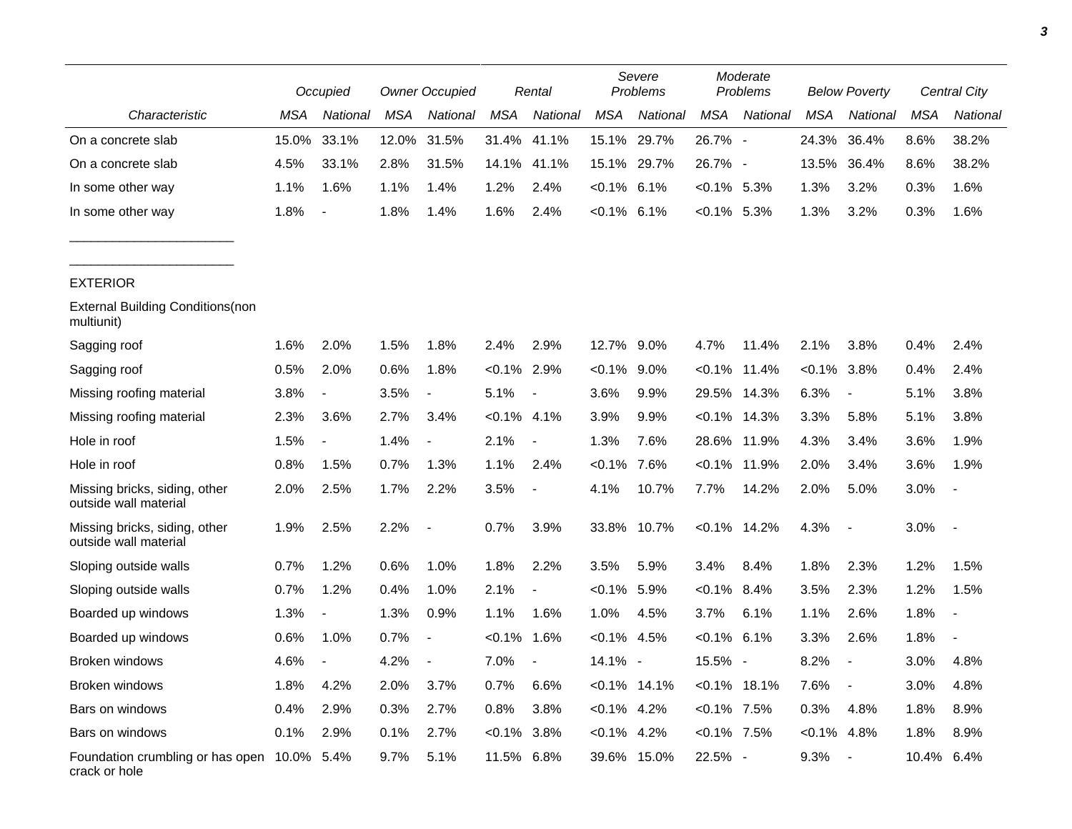| | Occupied | | Owner Occupied | | Rental | | Severe Problems | | Moderate Problems | | Below Poverty | | Central City | |
|---|---|---|---|---|---|---|---|---|---|---|---|---|---|---|
| *Characteristic* | *MSA* | *National* | *MSA* | *National* | *MSA* | *National* | *MSA* | *National* | *MSA* | *National* | *MSA* | *National* | *MSA* | *National* |
| On a concrete slab | 15.0% | 33.1% | 12.0% | 31.5% | 31.4% | 41.1% | 15.1% | 29.7% | 26.7% | - | 24.3% | 36.4% | 8.6% | 38.2% |
| On a concrete slab | 4.5% | 33.1% | 2.8% | 31.5% | 14.1% | 41.1% | 15.1% | 29.7% | 26.7% | - | 13.5% | 36.4% | 8.6% | 38.2% |
| In some other way | 1.1% | 1.6% | 1.1% | 1.4% | 1.2% | 2.4% | <0.1% | 6.1% | <0.1% | 5.3% | 1.3% | 3.2% | 0.3% | 1.6% |
| In some other way | 1.8% | - | 1.8% | 1.4% | 1.6% | 2.4% | <0.1% | 6.1% | <0.1% | 5.3% | 1.3% | 3.2% | 0.3% | 1.6% |
| _______________________ | | | | | | | | | | | | | | |
| _______________________ | | | | | | | | | | | | | | |
| EXTERIOR | | | | | | | | | | | | | | |
| External Building Conditions(non multiunit) | | | | | | | | | | | | | | |
| Sagging roof | 1.6% | 2.0% | 1.5% | 1.8% | 2.4% | 2.9% | 12.7% | 9.0% | 4.7% | 11.4% | 2.1% | 3.8% | 0.4% | 2.4% |
| Sagging roof | 0.5% | 2.0% | 0.6% | 1.8% | <0.1% | 2.9% | <0.1% | 9.0% | <0.1% | 11.4% | <0.1% | 3.8% | 0.4% | 2.4% |
| Missing roofing material | 3.8% | - | 3.5% | - | 5.1% | - | 3.6% | 9.9% | 29.5% | 14.3% | 6.3% | - | 5.1% | 3.8% |
| Missing roofing material | 2.3% | 3.6% | 2.7% | 3.4% | <0.1% | 4.1% | 3.9% | 9.9% | <0.1% | 14.3% | 3.3% | 5.8% | 5.1% | 3.8% |
| Hole in roof | 1.5% | - | 1.4% | - | 2.1% | - | 1.3% | 7.6% | 28.6% | 11.9% | 4.3% | 3.4% | 3.6% | 1.9% |
| Hole in roof | 0.8% | 1.5% | 0.7% | 1.3% | 1.1% | 2.4% | <0.1% | 7.6% | <0.1% | 11.9% | 2.0% | 3.4% | 3.6% | 1.9% |
| Missing bricks, siding, other outside wall material | 2.0% | 2.5% | 1.7% | 2.2% | 3.5% | - | 4.1% | 10.7% | 7.7% | 14.2% | 2.0% | 5.0% | 3.0% | - |
| Missing bricks, siding, other outside wall material | 1.9% | 2.5% | 2.2% | - | 0.7% | 3.9% | 33.8% | 10.7% | <0.1% | 14.2% | 4.3% | - | 3.0% | - |
| Sloping outside walls | 0.7% | 1.2% | 0.6% | 1.0% | 1.8% | 2.2% | 3.5% | 5.9% | 3.4% | 8.4% | 1.8% | 2.3% | 1.2% | 1.5% |
| Sloping outside walls | 0.7% | 1.2% | 0.4% | 1.0% | 2.1% | - | <0.1% | 5.9% | <0.1% | 8.4% | 3.5% | 2.3% | 1.2% | 1.5% |
| Boarded up windows | 1.3% | - | 1.3% | 0.9% | 1.1% | 1.6% | 1.0% | 4.5% | 3.7% | 6.1% | 1.1% | 2.6% | 1.8% | - |
| Boarded up windows | 0.6% | 1.0% | 0.7% | - | <0.1% | 1.6% | <0.1% | 4.5% | <0.1% | 6.1% | 3.3% | 2.6% | 1.8% | - |
| Broken windows | 4.6% | - | 4.2% | - | 7.0% | - | 14.1% | - | 15.5% | - | 8.2% | - | 3.0% | 4.8% |
| Broken windows | 1.8% | 4.2% | 2.0% | 3.7% | 0.7% | 6.6% | <0.1% | 14.1% | <0.1% | 18.1% | 7.6% | - | 3.0% | 4.8% |
| Bars on windows | 0.4% | 2.9% | 0.3% | 2.7% | 0.8% | 3.8% | <0.1% | 4.2% | <0.1% | 7.5% | 0.3% | 4.8% | 1.8% | 8.9% |
| Bars on windows | 0.1% | 2.9% | 0.1% | 2.7% | <0.1% | 3.8% | <0.1% | 4.2% | <0.1% | 7.5% | <0.1% | 4.8% | 1.8% | 8.9% |
| Foundation crumbling or has open crack or hole | 10.0% | 5.4% | 9.7% | 5.1% | 11.5% | 6.8% | 39.6% | 15.0% | 22.5% | - | 9.3% | - | 10.4% | 6.4% |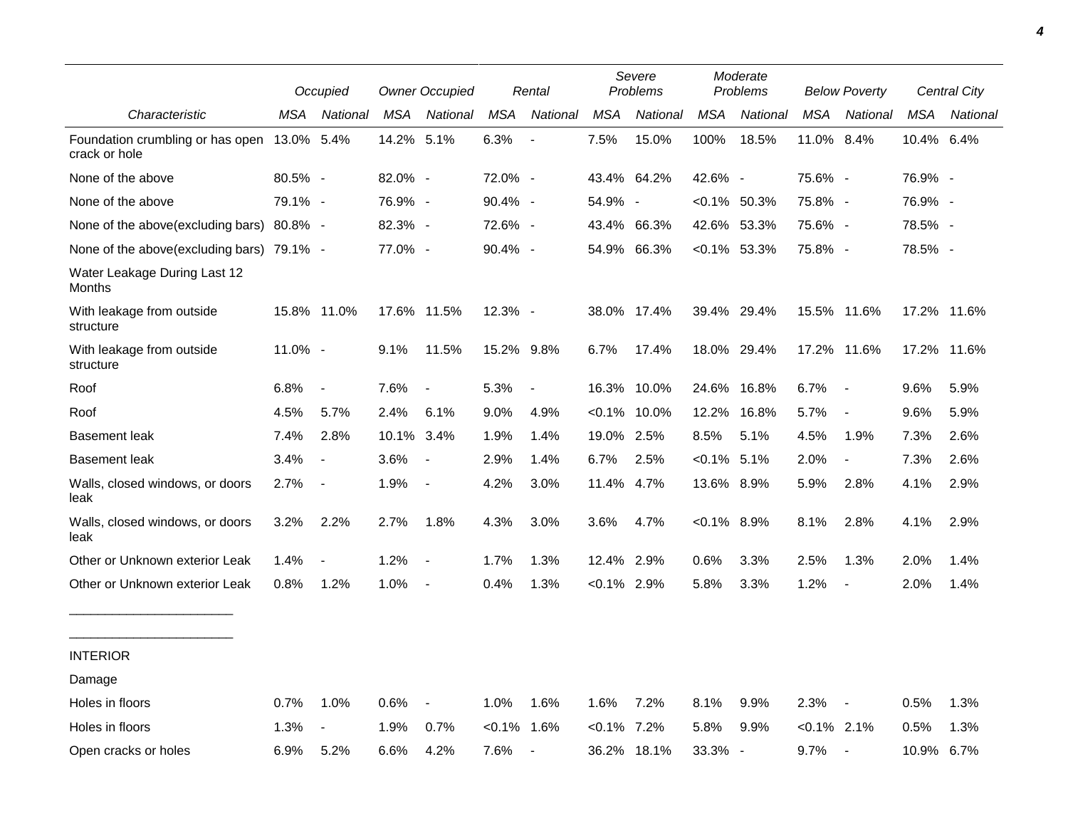| Characteristic | Occupied | | Owner Occupied | | Rental | | Severe Problems | | Moderate Problems | | Below Poverty | | Central City | |
|---|---|---|---|---|---|---|---|---|---|---|---|---|---|---|
| | MSA | National | MSA | National | MSA | National | MSA | National | MSA | National | MSA | National | MSA | National |
| Foundation crumbling or has open crack or hole | 13.0% | 5.4% | 14.2% | 5.1% | 6.3% | - | 7.5% | 15.0% | 100% | 18.5% | 11.0% | 8.4% | 10.4% | 6.4% |
| None of the above | 80.5% | - | 82.0% | - | 72.0% | - | 43.4% | 64.2% | 42.6% | - | 75.6% | - | 76.9% | - |
| None of the above | 79.1% | - | 76.9% | - | 90.4% | - | 54.9% | - | <0.1% | 50.3% | 75.8% | - | 76.9% | - |
| None of the above(excluding bars) | 80.8% | - | 82.3% | - | 72.6% | - | 43.4% | 66.3% | 42.6% | 53.3% | 75.6% | - | 78.5% | - |
| None of the above(excluding bars) | 79.1% | - | 77.0% | - | 90.4% | - | 54.9% | 66.3% | <0.1% | 53.3% | 75.8% | - | 78.5% | - |
| Water Leakage During Last 12 Months | | | | | | | | | | | | | | |
| With leakage from outside structure | 15.8% | 11.0% | 17.6% | 11.5% | 12.3% | - | 38.0% | 17.4% | 39.4% | 29.4% | 15.5% | 11.6% | 17.2% | 11.6% |
| With leakage from outside structure | 11.0% | - | 9.1% | 11.5% | 15.2% | 9.8% | 6.7% | 17.4% | 18.0% | 29.4% | 17.2% | 11.6% | 17.2% | 11.6% |
| Roof | 6.8% | - | 7.6% | - | 5.3% | - | 16.3% | 10.0% | 24.6% | 16.8% | 6.7% | - | 9.6% | 5.9% |
| Roof | 4.5% | 5.7% | 2.4% | 6.1% | 9.0% | 4.9% | <0.1% | 10.0% | 12.2% | 16.8% | 5.7% | - | 9.6% | 5.9% |
| Basement leak | 7.4% | 2.8% | 10.1% | 3.4% | 1.9% | 1.4% | 19.0% | 2.5% | 8.5% | 5.1% | 4.5% | 1.9% | 7.3% | 2.6% |
| Basement leak | 3.4% | - | 3.6% | - | 2.9% | 1.4% | 6.7% | 2.5% | <0.1% | 5.1% | 2.0% | - | 7.3% | 2.6% |
| Walls, closed windows, or doors leak | 2.7% | - | 1.9% | - | 4.2% | 3.0% | 11.4% | 4.7% | 13.6% | 8.9% | 5.9% | 2.8% | 4.1% | 2.9% |
| Walls, closed windows, or doors leak | 3.2% | 2.2% | 2.7% | 1.8% | 4.3% | 3.0% | 3.6% | 4.7% | <0.1% | 8.9% | 8.1% | 2.8% | 4.1% | 2.9% |
| Other or Unknown exterior Leak | 1.4% | - | 1.2% | - | 1.7% | 1.3% | 12.4% | 2.9% | 0.6% | 3.3% | 2.5% | 1.3% | 2.0% | 1.4% |
| Other or Unknown exterior Leak | 0.8% | 1.2% | 1.0% | - | 0.4% | 1.3% | <0.1% | 2.9% | 5.8% | 3.3% | 1.2% | - | 2.0% | 1.4% |
| _______________________ | | | | | | | | | | | | | | |
| _______________________ | | | | | | | | | | | | | | |
| INTERIOR | | | | | | | | | | | | | | |
| Damage | | | | | | | | | | | | | | |
| Holes in floors | 0.7% | 1.0% | 0.6% | - | 1.0% | 1.6% | 1.6% | 7.2% | 8.1% | 9.9% | 2.3% | - | 0.5% | 1.3% |
| Holes in floors | 1.3% | - | 1.9% | 0.7% | <0.1% | 1.6% | <0.1% | 7.2% | 5.8% | 9.9% | <0.1% | 2.1% | 0.5% | 1.3% |
| Open cracks or holes | 6.9% | 5.2% | 6.6% | 4.2% | 7.6% | - | 36.2% | 18.1% | 33.3% | - | 9.7% | - | 10.9% | 6.7% |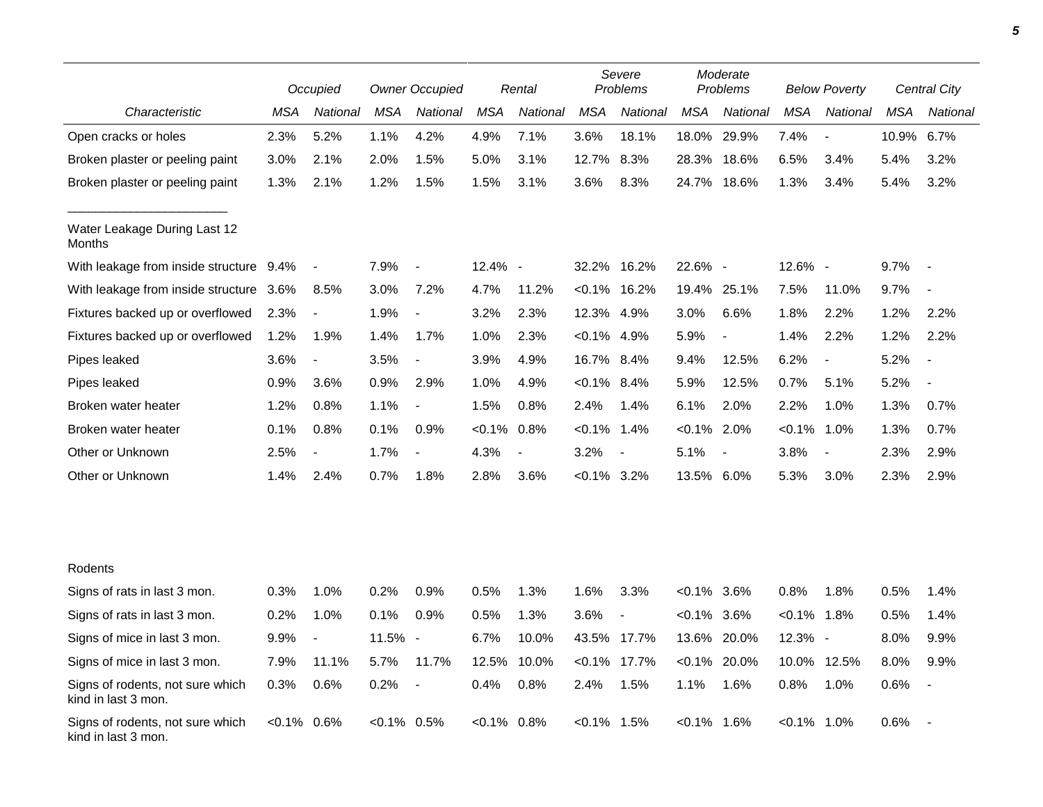| Characteristic | Occupied | | Owner Occupied | | Rental | | Severe Problems | | Moderate Problems | | Below Poverty | | Central City | |
|---|---|---|---|---|---|---|---|---|---|---|---|---|---|---|
| | MSA | National | MSA | National | MSA | National | MSA | National | MSA | National | MSA | National | MSA | National |
| Open cracks or holes | 2.3% | 5.2% | 1.1% | 4.2% | 4.9% | 7.1% | 3.6% | 18.1% | 18.0% | 29.9% | 7.4% | - | 10.9% | 6.7% |
| Broken plaster or peeling paint | 3.0% | 2.1% | 2.0% | 1.5% | 5.0% | 3.1% | 12.7% | 8.3% | 28.3% | 18.6% | 6.5% | 3.4% | 5.4% | 3.2% |
| Broken plaster or peeling paint | 1.3% | 2.1% | 1.2% | 1.5% | 1.5% | 3.1% | 3.6% | 8.3% | 24.7% | 18.6% | 1.3% | 3.4% | 5.4% | 3.2% |
| Water Leakage During Last 12 Months | | | | | | | | | | | | | | |
| With leakage from inside structure | 9.4% | - | 7.9% | - | 12.4% | - | 32.2% | 16.2% | 22.6% | - | 12.6% | - | 9.7% | - |
| With leakage from inside structure | 3.6% | 8.5% | 3.0% | 7.2% | 4.7% | 11.2% | <0.1% | 16.2% | 19.4% | 25.1% | 7.5% | 11.0% | 9.7% | - |
| Fixtures backed up or overflowed | 2.3% | - | 1.9% | - | 3.2% | 2.3% | 12.3% | 4.9% | 3.0% | 6.6% | 1.8% | 2.2% | 1.2% | 2.2% |
| Fixtures backed up or overflowed | 1.2% | 1.9% | 1.4% | 1.7% | 1.0% | 2.3% | <0.1% | 4.9% | 5.9% | - | 1.4% | 2.2% | 1.2% | 2.2% |
| Pipes leaked | 3.6% | - | 3.5% | - | 3.9% | 4.9% | 16.7% | 8.4% | 9.4% | 12.5% | 6.2% | - | 5.2% | - |
| Pipes leaked | 0.9% | 3.6% | 0.9% | 2.9% | 1.0% | 4.9% | <0.1% | 8.4% | 5.9% | 12.5% | 0.7% | 5.1% | 5.2% | - |
| Broken water heater | 1.2% | 0.8% | 1.1% | - | 1.5% | 0.8% | 2.4% | 1.4% | 6.1% | 2.0% | 2.2% | 1.0% | 1.3% | 0.7% |
| Broken water heater | 0.1% | 0.8% | 0.1% | 0.9% | <0.1% | 0.8% | <0.1% | 1.4% | <0.1% | 2.0% | <0.1% | 1.0% | 1.3% | 0.7% |
| Other or Unknown | 2.5% | - | 1.7% | - | 4.3% | - | 3.2% | - | 5.1% | - | 3.8% | - | 2.3% | 2.9% |
| Other or Unknown | 1.4% | 2.4% | 0.7% | 1.8% | 2.8% | 3.6% | <0.1% | 3.2% | 13.5% | 6.0% | 5.3% | 3.0% | 2.3% | 2.9% |
| Rodents | | | | | | | | | | | | | | |
| Signs of rats in last 3 mon. | 0.3% | 1.0% | 0.2% | 0.9% | 0.5% | 1.3% | 1.6% | 3.3% | <0.1% | 3.6% | 0.8% | 1.8% | 0.5% | 1.4% |
| Signs of rats in last 3 mon. | 0.2% | 1.0% | 0.1% | 0.9% | 0.5% | 1.3% | 3.6% | - | <0.1% | 3.6% | <0.1% | 1.8% | 0.5% | 1.4% |
| Signs of mice in last 3 mon. | 9.9% | - | 11.5% | - | 6.7% | 10.0% | 43.5% | 17.7% | 13.6% | 20.0% | 12.3% | - | 8.0% | 9.9% |
| Signs of mice in last 3 mon. | 7.9% | 11.1% | 5.7% | 11.7% | 12.5% | 10.0% | <0.1% | 17.7% | <0.1% | 20.0% | 10.0% | 12.5% | 8.0% | 9.9% |
| Signs of rodents, not sure which kind in last 3 mon. | 0.3% | 0.6% | 0.2% | - | 0.4% | 0.8% | 2.4% | 1.5% | 1.1% | 1.6% | 0.8% | 1.0% | 0.6% | - |
| Signs of rodents, not sure which kind in last 3 mon. | <0.1% | 0.6% | <0.1% | 0.5% | <0.1% | 0.8% | <0.1% | 1.5% | <0.1% | 1.6% | <0.1% | 1.0% | 0.6% | - |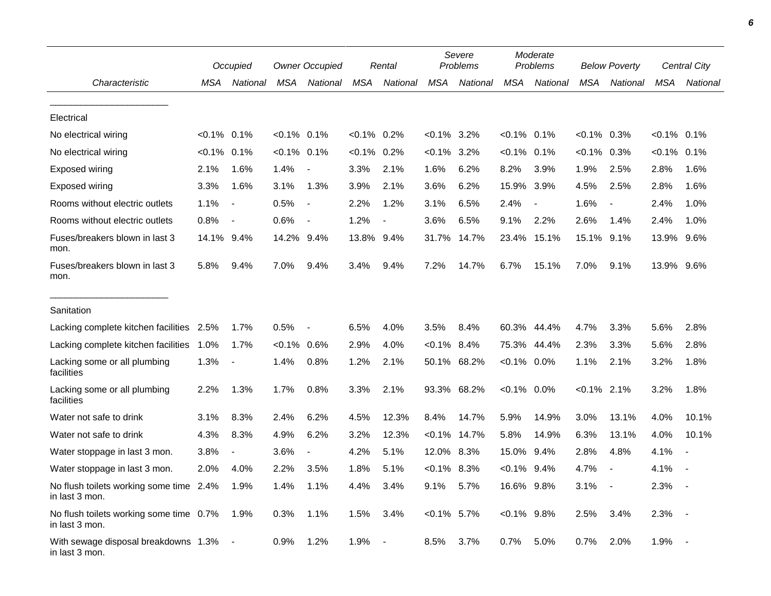| Characteristic | Occupied | | Owner Occupied | | Rental | | Severe Problems | | Moderate Problems | | Below Poverty | | Central City | |
|---|---|---|---|---|---|---|---|---|---|---|---|---|---|---|
| | MSA | National | MSA | National | MSA | National | MSA | National | MSA | National | MSA | National | MSA | National |
| **Electrical** | | | | | | | | | | | | | | |
| No electrical wiring | <0.1% | 0.1% | <0.1% | 0.1% | <0.1% | 0.2% | <0.1% | 3.2% | <0.1% | 0.1% | <0.1% | 0.3% | <0.1% | 0.1% |
| No electrical wiring | <0.1% | 0.1% | <0.1% | 0.1% | <0.1% | 0.2% | <0.1% | 3.2% | <0.1% | 0.1% | <0.1% | 0.3% | <0.1% | 0.1% |
| Exposed wiring | 2.1% | 1.6% | 1.4% | - | 3.3% | 2.1% | 1.6% | 6.2% | 8.2% | 3.9% | 1.9% | 2.5% | 2.8% | 1.6% |
| Exposed wiring | 3.3% | 1.6% | 3.1% | 1.3% | 3.9% | 2.1% | 3.6% | 6.2% | 15.9% | 3.9% | 4.5% | 2.5% | 2.8% | 1.6% |
| Rooms without electric outlets | 1.1% | - | 0.5% | - | 2.2% | 1.2% | 3.1% | 6.5% | 2.4% | - | 1.6% | - | 2.4% | 1.0% |
| Rooms without electric outlets | 0.8% | - | 0.6% | - | 1.2% | - | 3.6% | 6.5% | 9.1% | 2.2% | 2.6% | 1.4% | 2.4% | 1.0% |
| Fuses/breakers blown in last 3 mon. | 14.1% | 9.4% | 14.2% | 9.4% | 13.8% | 9.4% | 31.7% | 14.7% | 23.4% | 15.1% | 15.1% | 9.1% | 13.9% | 9.6% |
| Fuses/breakers blown in last 3 mon. | 5.8% | 9.4% | 7.0% | 9.4% | 3.4% | 9.4% | 7.2% | 14.7% | 6.7% | 15.1% | 7.0% | 9.1% | 13.9% | 9.6% |
| **Sanitation** | | | | | | | | | | | | | | |
| Lacking complete kitchen facilities | 2.5% | 1.7% | 0.5% | - | 6.5% | 4.0% | 3.5% | 8.4% | 60.3% | 44.4% | 4.7% | 3.3% | 5.6% | 2.8% |
| Lacking complete kitchen facilities | 1.0% | 1.7% | <0.1% | 0.6% | 2.9% | 4.0% | <0.1% | 8.4% | 75.3% | 44.4% | 2.3% | 3.3% | 5.6% | 2.8% |
| Lacking some or all plumbing facilities | 1.3% | - | 1.4% | 0.8% | 1.2% | 2.1% | 50.1% | 68.2% | <0.1% | 0.0% | 1.1% | 2.1% | 3.2% | 1.8% |
| Lacking some or all plumbing facilities | 2.2% | 1.3% | 1.7% | 0.8% | 3.3% | 2.1% | 93.3% | 68.2% | <0.1% | 0.0% | <0.1% | 2.1% | 3.2% | 1.8% |
| Water not safe to drink | 3.1% | 8.3% | 2.4% | 6.2% | 4.5% | 12.3% | 8.4% | 14.7% | 5.9% | 14.9% | 3.0% | 13.1% | 4.0% | 10.1% |
| Water not safe to drink | 4.3% | 8.3% | 4.9% | 6.2% | 3.2% | 12.3% | <0.1% | 14.7% | 5.8% | 14.9% | 6.3% | 13.1% | 4.0% | 10.1% |
| Water stoppage in last 3 mon. | 3.8% | - | 3.6% | - | 4.2% | 5.1% | 12.0% | 8.3% | 15.0% | 9.4% | 2.8% | 4.8% | 4.1% | - |
| Water stoppage in last 3 mon. | 2.0% | 4.0% | 2.2% | 3.5% | 1.8% | 5.1% | <0.1% | 8.3% | <0.1% | 9.4% | 4.7% | - | 4.1% | - |
| No flush toilets working some time in last 3 mon. | 2.4% | 1.9% | 1.4% | 1.1% | 4.4% | 3.4% | 9.1% | 5.7% | 16.6% | 9.8% | 3.1% | - | 2.3% | - |
| No flush toilets working some time in last 3 mon. | 0.7% | 1.9% | 0.3% | 1.1% | 1.5% | 3.4% | <0.1% | 5.7% | <0.1% | 9.8% | 2.5% | 3.4% | 2.3% | - |
| With sewage disposal breakdowns in last 3 mon. | 1.3% | - | 0.9% | 1.2% | 1.9% | - | 8.5% | 3.7% | 0.7% | 5.0% | 0.7% | 2.0% | 1.9% | - |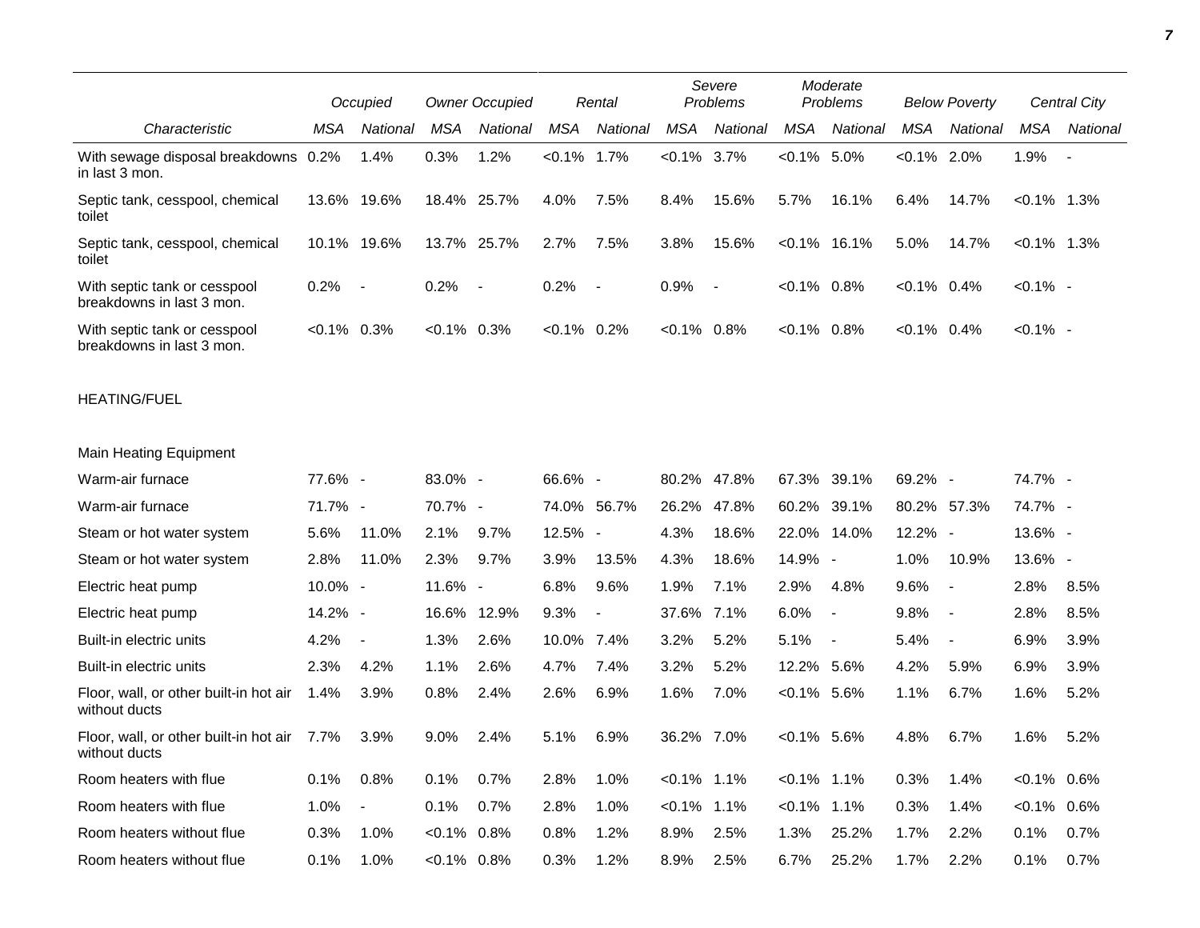| Characteristic | Occupied |  | Owner Occupied |  | Rental |  | Severe Problems |  | Moderate Problems |  | Below Poverty |  | Central City |  |
|---|---|---|---|---|---|---|---|---|---|---|---|---|---|---|
|  | MSA | National | MSA | National | MSA | National | MSA | National | MSA | National | MSA | National | MSA | National |
| With sewage disposal breakdowns in last 3 mon. | 0.2% | 1.4% | 0.3% | 1.2% | <0.1% | 1.7% | <0.1% | 3.7% | <0.1% | 5.0% | <0.1% | 2.0% | 1.9% | - |
| Septic tank, cesspool, chemical toilet | 13.6% | 19.6% | 18.4% | 25.7% | 4.0% | 7.5% | 8.4% | 15.6% | 5.7% | 16.1% | 6.4% | 14.7% | <0.1% | 1.3% |
| Septic tank, cesspool, chemical toilet | 10.1% | 19.6% | 13.7% | 25.7% | 2.7% | 7.5% | 3.8% | 15.6% | <0.1% | 16.1% | 5.0% | 14.7% | <0.1% | 1.3% |
| With septic tank or cesspool breakdowns in last 3 mon. | 0.2% | - | 0.2% | - | 0.2% | - | 0.9% | - | <0.1% | 0.8% | <0.1% | 0.4% | <0.1% | - |
| With septic tank or cesspool breakdowns in last 3 mon. | <0.1% | 0.3% | <0.1% | 0.3% | <0.1% | 0.2% | <0.1% | 0.8% | <0.1% | 0.8% | <0.1% | 0.4% | <0.1% | - |
| HEATING/FUEL |  |  |  |  |  |  |  |  |  |  |  |  |  |  |
| Main Heating Equipment |  |  |  |  |  |  |  |  |  |  |  |  |  |  |
| Warm-air furnace | 77.6% | - | 83.0% | - | 66.6% | - | 80.2% | 47.8% | 67.3% | 39.1% | 69.2% | - | 74.7% | - |
| Warm-air furnace | 71.7% | - | 70.7% | - | 74.0% | 56.7% | 26.2% | 47.8% | 60.2% | 39.1% | 80.2% | 57.3% | 74.7% | - |
| Steam or hot water system | 5.6% | 11.0% | 2.1% | 9.7% | 12.5% | - | 4.3% | 18.6% | 22.0% | 14.0% | 12.2% | - | 13.6% | - |
| Steam or hot water system | 2.8% | 11.0% | 2.3% | 9.7% | 3.9% | 13.5% | 4.3% | 18.6% | 14.9% | - | 1.0% | 10.9% | 13.6% | - |
| Electric heat pump | 10.0% | - | 11.6% | - | 6.8% | 9.6% | 1.9% | 7.1% | 2.9% | 4.8% | 9.6% | - | 2.8% | 8.5% |
| Electric heat pump | 14.2% | - | 16.6% | 12.9% | 9.3% | - | 37.6% | 7.1% | 6.0% | - | 9.8% | - | 2.8% | 8.5% |
| Built-in electric units | 4.2% | - | 1.3% | 2.6% | 10.0% | 7.4% | 3.2% | 5.2% | 5.1% | - | 5.4% | - | 6.9% | 3.9% |
| Built-in electric units | 2.3% | 4.2% | 1.1% | 2.6% | 4.7% | 7.4% | 3.2% | 5.2% | 12.2% | 5.6% | 4.2% | 5.9% | 6.9% | 3.9% |
| Floor, wall, or other built-in hot air without ducts | 1.4% | 3.9% | 0.8% | 2.4% | 2.6% | 6.9% | 1.6% | 7.0% | <0.1% | 5.6% | 1.1% | 6.7% | 1.6% | 5.2% |
| Floor, wall, or other built-in hot air without ducts | 7.7% | 3.9% | 9.0% | 2.4% | 5.1% | 6.9% | 36.2% | 7.0% | <0.1% | 5.6% | 4.8% | 6.7% | 1.6% | 5.2% |
| Room heaters with flue | 0.1% | 0.8% | 0.1% | 0.7% | 2.8% | 1.0% | <0.1% | 1.1% | <0.1% | 1.1% | 0.3% | 1.4% | <0.1% | 0.6% |
| Room heaters with flue | 1.0% | - | 0.1% | 0.7% | 2.8% | 1.0% | <0.1% | 1.1% | <0.1% | 1.1% | 0.3% | 1.4% | <0.1% | 0.6% |
| Room heaters without flue | 0.3% | 1.0% | <0.1% | 0.8% | 0.8% | 1.2% | 8.9% | 2.5% | 1.3% | 25.2% | 1.7% | 2.2% | 0.1% | 0.7% |
| Room heaters without flue | 0.1% | 1.0% | <0.1% | 0.8% | 0.3% | 1.2% | 8.9% | 2.5% | 6.7% | 25.2% | 1.7% | 2.2% | 0.1% | 0.7% |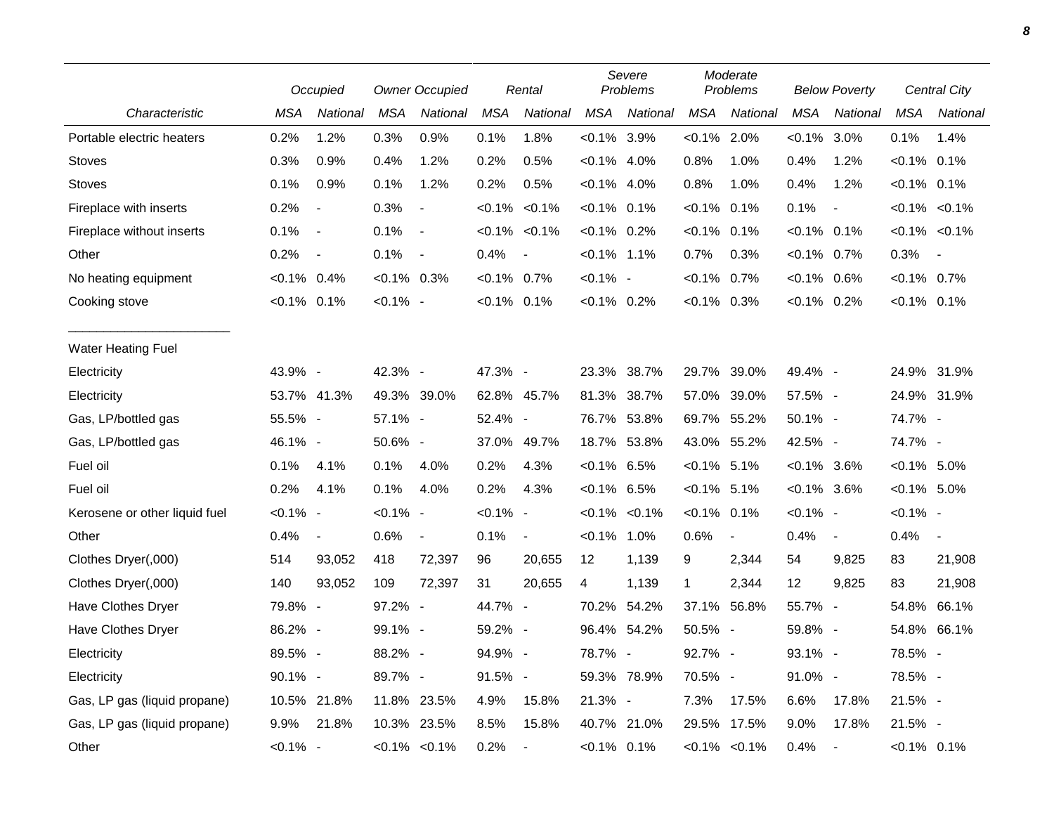| Characteristic | Occupied | | Owner Occupied | | Rental | | Severe Problems | | Moderate Problems | | Below Poverty | | Central City | |
|---|---|---|---|---|---|---|---|---|---|---|---|---|---|---|
| | MSA | National | MSA | National | MSA | National | MSA | National | MSA | National | MSA | National | MSA | National |
| Portable electric heaters | 0.2% | 1.2% | 0.3% | 0.9% | 0.1% | 1.8% | <0.1% | 3.9% | <0.1% | 2.0% | <0.1% | 3.0% | 0.1% | 1.4% |
| Stoves | 0.3% | 0.9% | 0.4% | 1.2% | 0.2% | 0.5% | <0.1% | 4.0% | 0.8% | 1.0% | 0.4% | 1.2% | <0.1% | 0.1% |
| Stoves | 0.1% | 0.9% | 0.1% | 1.2% | 0.2% | 0.5% | <0.1% | 4.0% | 0.8% | 1.0% | 0.4% | 1.2% | <0.1% | 0.1% |
| Fireplace with inserts | 0.2% | - | 0.3% | - | <0.1% | <0.1% | <0.1% | 0.1% | <0.1% | 0.1% | 0.1% | - | <0.1% | <0.1% |
| Fireplace without inserts | 0.1% | - | 0.1% | - | <0.1% | <0.1% | <0.1% | 0.2% | <0.1% | 0.1% | <0.1% | 0.1% | <0.1% | <0.1% |
| Other | 0.2% | - | 0.1% | - | 0.4% | - | <0.1% | 1.1% | 0.7% | 0.3% | <0.1% | 0.7% | 0.3% | - |
| No heating equipment | <0.1% | 0.4% | <0.1% | 0.3% | <0.1% | 0.7% | <0.1% | - | <0.1% | 0.7% | <0.1% | 0.6% | <0.1% | 0.7% |
| Cooking stove | <0.1% | 0.1% | <0.1% | - | <0.1% | 0.1% | <0.1% | 0.2% | <0.1% | 0.3% | <0.1% | 0.2% | <0.1% | 0.1% |
| _______________________ | | | | | | | | | | | | | | |
| Water Heating Fuel | | | | | | | | | | | | | | |
| Electricity | 43.9% | - | 42.3% | - | 47.3% | - | 23.3% | 38.7% | 29.7% | 39.0% | 49.4% | - | 24.9% | 31.9% |
| Electricity | 53.7% | 41.3% | 49.3% | 39.0% | 62.8% | 45.7% | 81.3% | 38.7% | 57.0% | 39.0% | 57.5% | - | 24.9% | 31.9% |
| Gas, LP/bottled gas | 55.5% | - | 57.1% | - | 52.4% | - | 76.7% | 53.8% | 69.7% | 55.2% | 50.1% | - | 74.7% | - |
| Gas, LP/bottled gas | 46.1% | - | 50.6% | - | 37.0% | 49.7% | 18.7% | 53.8% | 43.0% | 55.2% | 42.5% | - | 74.7% | - |
| Fuel oil | 0.1% | 4.1% | 0.1% | 4.0% | 0.2% | 4.3% | <0.1% | 6.5% | <0.1% | 5.1% | <0.1% | 3.6% | <0.1% | 5.0% |
| Fuel oil | 0.2% | 4.1% | 0.1% | 4.0% | 0.2% | 4.3% | <0.1% | 6.5% | <0.1% | 5.1% | <0.1% | 3.6% | <0.1% | 5.0% |
| Kerosene or other liquid fuel | <0.1% | - | <0.1% | - | <0.1% | - | <0.1% | <0.1% | <0.1% | 0.1% | <0.1% | - | <0.1% | - |
| Other | 0.4% | - | 0.6% | - | 0.1% | - | <0.1% | 1.0% | 0.6% | - | 0.4% | - | 0.4% | - |
| Clothes Dryer(,000) | 514 | 93,052 | 418 | 72,397 | 96 | 20,655 | 12 | 1,139 | 9 | 2,344 | 54 | 9,825 | 83 | 21,908 |
| Clothes Dryer(,000) | 140 | 93,052 | 109 | 72,397 | 31 | 20,655 | 4 | 1,139 | 1 | 2,344 | 12 | 9,825 | 83 | 21,908 |
| Have Clothes Dryer | 79.8% | - | 97.2% | - | 44.7% | - | 70.2% | 54.2% | 37.1% | 56.8% | 55.7% | - | 54.8% | 66.1% |
| Have Clothes Dryer | 86.2% | - | 99.1% | - | 59.2% | - | 96.4% | 54.2% | 50.5% | - | 59.8% | - | 54.8% | 66.1% |
| Electricity | 89.5% | - | 88.2% | - | 94.9% | - | 78.7% | - | 92.7% | - | 93.1% | - | 78.5% | - |
| Electricity | 90.1% | - | 89.7% | - | 91.5% | - | 59.3% | 78.9% | 70.5% | - | 91.0% | - | 78.5% | - |
| Gas, LP gas (liquid propane) | 10.5% | 21.8% | 11.8% | 23.5% | 4.9% | 15.8% | 21.3% | - | 7.3% | 17.5% | 6.6% | 17.8% | 21.5% | - |
| Gas, LP gas (liquid propane) | 9.9% | 21.8% | 10.3% | 23.5% | 8.5% | 15.8% | 40.7% | 21.0% | 29.5% | 17.5% | 9.0% | 17.8% | 21.5% | - |
| Other | <0.1% | - | <0.1% | <0.1% | 0.2% | - | <0.1% | 0.1% | <0.1% | <0.1% | 0.4% | - | <0.1% | 0.1% |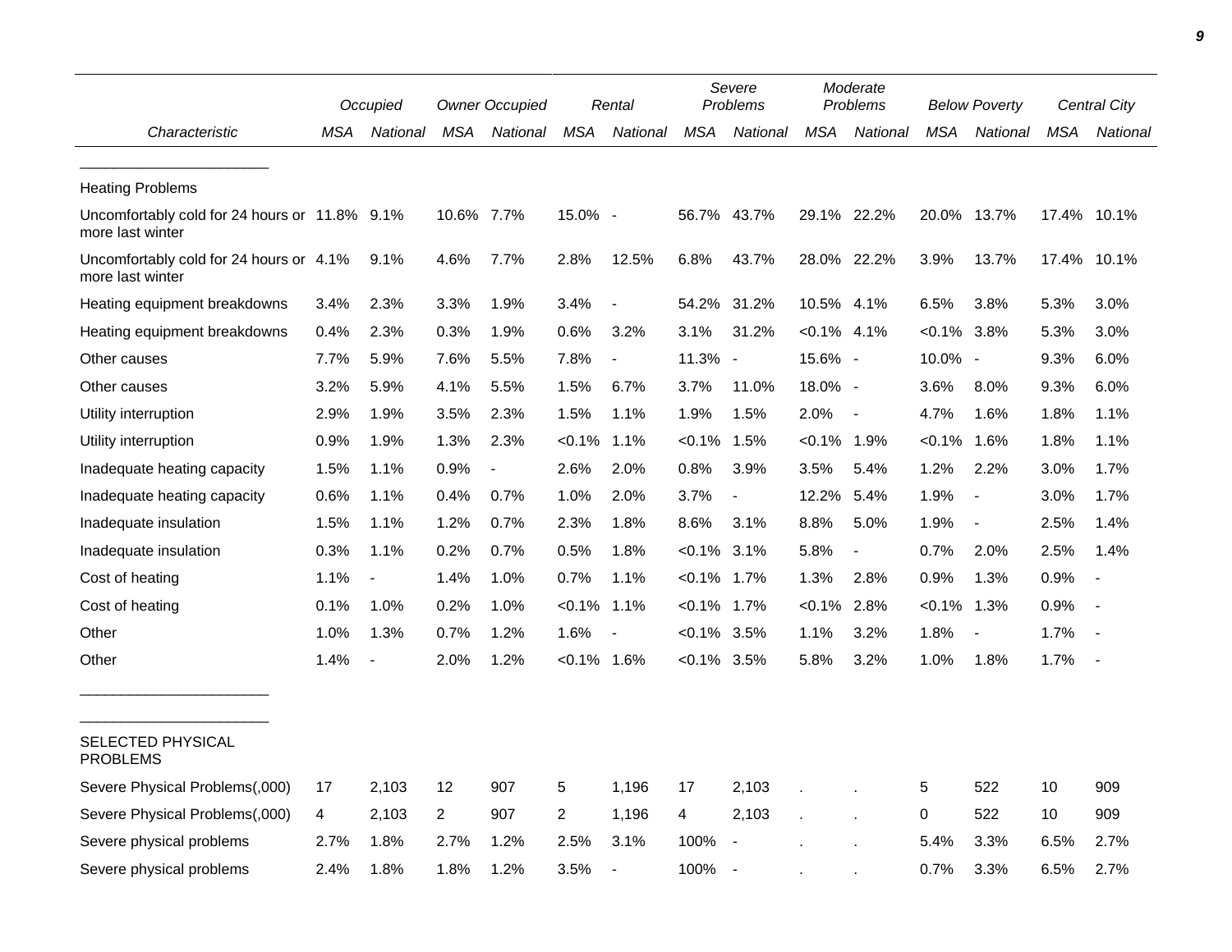| Characteristic | Occupied | | Owner Occupied | | Rental | | Severe Problems | | Moderate Problems | | Below Poverty | | Central City | |
|---|---|---|---|---|---|---|---|---|---|---|---|---|---|---|
| | MSA | National | MSA | National | MSA | National | MSA | National | MSA | National | MSA | National | MSA | National |
| _______________________ | | | | | | | | | | | | | | |
| Heating Problems | | | | | | | | | | | | | | |
| Uncomfortably cold for 24 hours or more last winter | 11.8% | 9.1% | 10.6% | 7.7% | 15.0% | - | 56.7% | 43.7% | 29.1% | 22.2% | 20.0% | 13.7% | 17.4% | 10.1% |
| Uncomfortably cold for 24 hours or more last winter | 4.1% | 9.1% | 4.6% | 7.7% | 2.8% | 12.5% | 6.8% | 43.7% | 28.0% | 22.2% | 3.9% | 13.7% | 17.4% | 10.1% |
| Heating equipment breakdowns | 3.4% | 2.3% | 3.3% | 1.9% | 3.4% | - | 54.2% | 31.2% | 10.5% | 4.1% | 6.5% | 3.8% | 5.3% | 3.0% |
| Heating equipment breakdowns | 0.4% | 2.3% | 0.3% | 1.9% | 0.6% | 3.2% | 3.1% | 31.2% | <0.1% | 4.1% | <0.1% | 3.8% | 5.3% | 3.0% |
| Other causes | 7.7% | 5.9% | 7.6% | 5.5% | 7.8% | - | 11.3% | - | 15.6% | - | 10.0% | - | 9.3% | 6.0% |
| Other causes | 3.2% | 5.9% | 4.1% | 5.5% | 1.5% | 6.7% | 3.7% | 11.0% | 18.0% | - | 3.6% | 8.0% | 9.3% | 6.0% |
| Utility interruption | 2.9% | 1.9% | 3.5% | 2.3% | 1.5% | 1.1% | 1.9% | 1.5% | 2.0% | - | 4.7% | 1.6% | 1.8% | 1.1% |
| Utility interruption | 0.9% | 1.9% | 1.3% | 2.3% | <0.1% | 1.1% | <0.1% | 1.5% | <0.1% | 1.9% | <0.1% | 1.6% | 1.8% | 1.1% |
| Inadequate heating capacity | 1.5% | 1.1% | 0.9% | - | 2.6% | 2.0% | 0.8% | 3.9% | 3.5% | 5.4% | 1.2% | 2.2% | 3.0% | 1.7% |
| Inadequate heating capacity | 0.6% | 1.1% | 0.4% | 0.7% | 1.0% | 2.0% | 3.7% | - | 12.2% | 5.4% | 1.9% | - | 3.0% | 1.7% |
| Inadequate insulation | 1.5% | 1.1% | 1.2% | 0.7% | 2.3% | 1.8% | 8.6% | 3.1% | 8.8% | 5.0% | 1.9% | - | 2.5% | 1.4% |
| Inadequate insulation | 0.3% | 1.1% | 0.2% | 0.7% | 0.5% | 1.8% | <0.1% | 3.1% | 5.8% | - | 0.7% | 2.0% | 2.5% | 1.4% |
| Cost of heating | 1.1% | - | 1.4% | 1.0% | 0.7% | 1.1% | <0.1% | 1.7% | 1.3% | 2.8% | 0.9% | 1.3% | 0.9% | - |
| Cost of heating | 0.1% | 1.0% | 0.2% | 1.0% | <0.1% | 1.1% | <0.1% | 1.7% | <0.1% | 2.8% | <0.1% | 1.3% | 0.9% | - |
| Other | 1.0% | 1.3% | 0.7% | 1.2% | 1.6% | - | <0.1% | 3.5% | 1.1% | 3.2% | 1.8% | - | 1.7% | - |
| Other | 1.4% | - | 2.0% | 1.2% | <0.1% | 1.6% | <0.1% | 3.5% | 5.8% | 3.2% | 1.0% | 1.8% | 1.7% | - |
| _______________________ | | | | | | | | | | | | | | |
| _______________________ | | | | | | | | | | | | | | |
| SELECTED PHYSICAL PROBLEMS | | | | | | | | | | | | | | |
| Severe Physical Problems(,000) | 17 | 2,103 | 12 | 907 | 5 | 1,196 | 17 | 2,103 | . | . | 5 | 522 | 10 | 909 |
| Severe Physical Problems(,000) | 4 | 2,103 | 2 | 907 | 2 | 1,196 | 4 | 2,103 | . | . | 0 | 522 | 10 | 909 |
| Severe physical problems | 2.7% | 1.8% | 2.7% | 1.2% | 2.5% | 3.1% | 100% | - | . | . | 5.4% | 3.3% | 6.5% | 2.7% |
| Severe physical problems | 2.4% | 1.8% | 1.8% | 1.2% | 3.5% | - | 100% | - | . | . | 0.7% | 3.3% | 6.5% | 2.7% |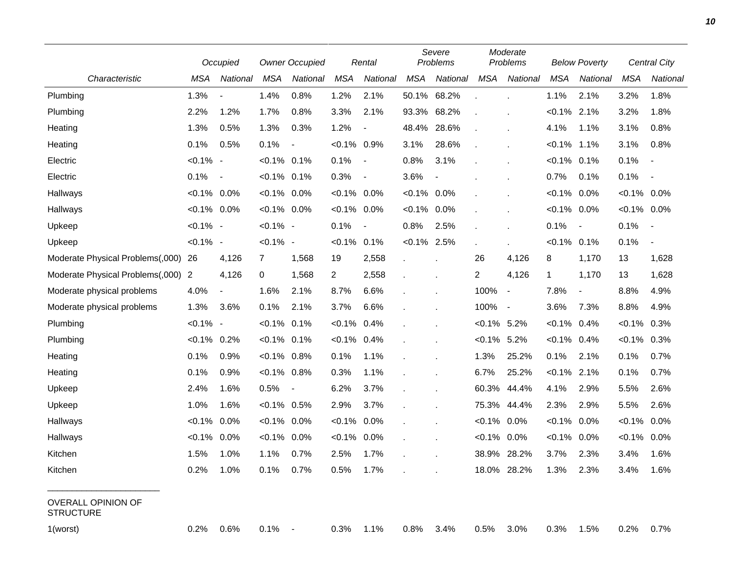| Characteristic | Occupied | | Owner Occupied | | Rental | | Severe Problems | | Moderate Problems | | Below Poverty | | Central City | |
|---|---|---|---|---|---|---|---|---|---|---|---|---|---|---|
| | MSA | National | MSA | National | MSA | National | MSA | National | MSA | National | MSA | National | MSA | National |
| Plumbing | 1.3% | - | 1.4% | 0.8% | 1.2% | 2.1% | 50.1% | 68.2% | . | . | 1.1% | 2.1% | 3.2% | 1.8% |
| Plumbing | 2.2% | 1.2% | 1.7% | 0.8% | 3.3% | 2.1% | 93.3% | 68.2% | . | . | <0.1% | 2.1% | 3.2% | 1.8% |
| Heating | 1.3% | 0.5% | 1.3% | 0.3% | 1.2% | - | 48.4% | 28.6% | . | . | 4.1% | 1.1% | 3.1% | 0.8% |
| Heating | 0.1% | 0.5% | 0.1% | - | <0.1% | 0.9% | 3.1% | 28.6% | . | . | <0.1% | 1.1% | 3.1% | 0.8% |
| Electric | <0.1% | - | <0.1% | 0.1% | 0.1% | - | 0.8% | 3.1% | . | . | <0.1% | 0.1% | 0.1% | - |
| Electric | 0.1% | - | <0.1% | 0.1% | 0.3% | - | 3.6% | - | . | . | 0.7% | 0.1% | 0.1% | - |
| Hallways | <0.1% | 0.0% | <0.1% | 0.0% | <0.1% | 0.0% | <0.1% | 0.0% | . | . | <0.1% | 0.0% | <0.1% | 0.0% |
| Hallways | <0.1% | 0.0% | <0.1% | 0.0% | <0.1% | 0.0% | <0.1% | 0.0% | . | . | <0.1% | 0.0% | <0.1% | 0.0% |
| Upkeep | <0.1% | - | <0.1% | - | 0.1% | - | 0.8% | 2.5% | . | . | 0.1% | - | 0.1% | - |
| Upkeep | <0.1% | - | <0.1% | - | <0.1% | 0.1% | <0.1% | 2.5% | . | . | <0.1% | 0.1% | 0.1% | - |
| Moderate Physical Problems(,000) | 26 | 4,126 | 7 | 1,568 | 19 | 2,558 | . | . | 26 | 4,126 | 8 | 1,170 | 13 | 1,628 |
| Moderate Physical Problems(,000) | 2 | 4,126 | 0 | 1,568 | 2 | 2,558 | . | . | 2 | 4,126 | 1 | 1,170 | 13 | 1,628 |
| Moderate physical problems | 4.0% | - | 1.6% | 2.1% | 8.7% | 6.6% | . | . | 100% | - | 7.8% | - | 8.8% | 4.9% |
| Moderate physical problems | 1.3% | 3.6% | 0.1% | 2.1% | 3.7% | 6.6% | . | . | 100% | - | 3.6% | 7.3% | 8.8% | 4.9% |
| Plumbing | <0.1% | - | <0.1% | 0.1% | <0.1% | 0.4% | . | . | <0.1% | 5.2% | <0.1% | 0.4% | <0.1% | 0.3% |
| Plumbing | <0.1% | 0.2% | <0.1% | 0.1% | <0.1% | 0.4% | . | . | <0.1% | 5.2% | <0.1% | 0.4% | <0.1% | 0.3% |
| Heating | 0.1% | 0.9% | <0.1% | 0.8% | 0.1% | 1.1% | . | . | 1.3% | 25.2% | 0.1% | 2.1% | 0.1% | 0.7% |
| Heating | 0.1% | 0.9% | <0.1% | 0.8% | 0.3% | 1.1% | . | . | 6.7% | 25.2% | <0.1% | 2.1% | 0.1% | 0.7% |
| Upkeep | 2.4% | 1.6% | 0.5% | - | 6.2% | 3.7% | . | . | 60.3% | 44.4% | 4.1% | 2.9% | 5.5% | 2.6% |
| Upkeep | 1.0% | 1.6% | <0.1% | 0.5% | 2.9% | 3.7% | . | . | 75.3% | 44.4% | 2.3% | 2.9% | 5.5% | 2.6% |
| Hallways | <0.1% | 0.0% | <0.1% | 0.0% | <0.1% | 0.0% | . | . | <0.1% | 0.0% | <0.1% | 0.0% | <0.1% | 0.0% |
| Hallways | <0.1% | 0.0% | <0.1% | 0.0% | <0.1% | 0.0% | . | . | <0.1% | 0.0% | <0.1% | 0.0% | <0.1% | 0.0% |
| Kitchen | 1.5% | 1.0% | 1.1% | 0.7% | 2.5% | 1.7% | . | . | 38.9% | 28.2% | 3.7% | 2.3% | 3.4% | 1.6% |
| Kitchen | 0.2% | 1.0% | 0.1% | 0.7% | 0.5% | 1.7% | . | . | 18.0% | 28.2% | 1.3% | 2.3% | 3.4% | 1.6% |
| OVERALL OPINION OF STRUCTURE | | | | | | | | | | | | | | |
| 1(worst) | 0.2% | 0.6% | 0.1% | - | 0.3% | 1.1% | 0.8% | 3.4% | 0.5% | 3.0% | 0.3% | 1.5% | 0.2% | 0.7% |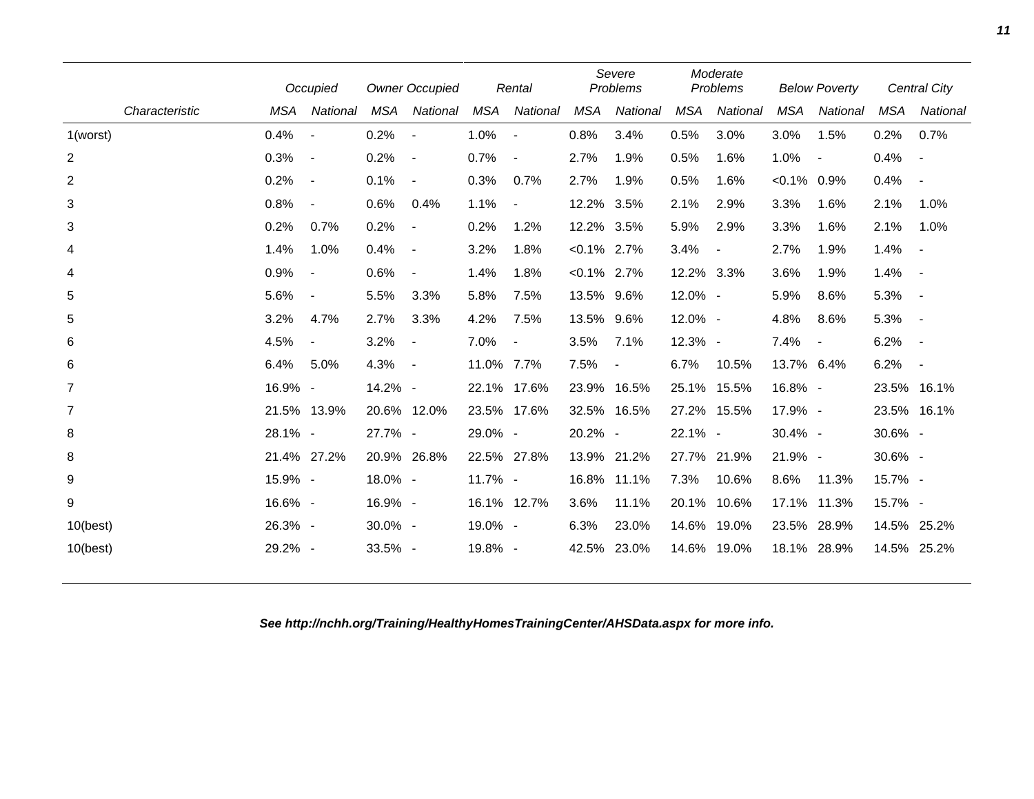| | Occupied | | Owner Occupied | | Rental | | Severe Problems | | Moderate Problems | | Below Poverty | | Central City | |
|---|---|---|---|---|---|---|---|---|---|---|---|---|---|---|
| Characteristic | MSA | National | MSA | National | MSA | National | MSA | National | MSA | National | MSA | National | MSA | National |
| 1(worst) | 0.4% | - | 0.2% | - | 1.0% | - | 0.8% | 3.4% | 0.5% | 3.0% | 3.0% | 1.5% | 0.2% | 0.7% |
| 2 | 0.3% | - | 0.2% | - | 0.7% | - | 2.7% | 1.9% | 0.5% | 1.6% | 1.0% | - | 0.4% | - |
| 2 | 0.2% | - | 0.1% | - | 0.3% | 0.7% | 2.7% | 1.9% | 0.5% | 1.6% | <0.1% | 0.9% | 0.4% | - |
| 3 | 0.8% | - | 0.6% | 0.4% | 1.1% | - | 12.2% | 3.5% | 2.1% | 2.9% | 3.3% | 1.6% | 2.1% | 1.0% |
| 3 | 0.2% | 0.7% | 0.2% | - | 0.2% | 1.2% | 12.2% | 3.5% | 5.9% | 2.9% | 3.3% | 1.6% | 2.1% | 1.0% |
| 4 | 1.4% | 1.0% | 0.4% | - | 3.2% | 1.8% | <0.1% | 2.7% | 3.4% | - | 2.7% | 1.9% | 1.4% | - |
| 4 | 0.9% | - | 0.6% | - | 1.4% | 1.8% | <0.1% | 2.7% | 12.2% | 3.3% | 3.6% | 1.9% | 1.4% | - |
| 5 | 5.6% | - | 5.5% | 3.3% | 5.8% | 7.5% | 13.5% | 9.6% | 12.0% | - | 5.9% | 8.6% | 5.3% | - |
| 5 | 3.2% | 4.7% | 2.7% | 3.3% | 4.2% | 7.5% | 13.5% | 9.6% | 12.0% | - | 4.8% | 8.6% | 5.3% | - |
| 6 | 4.5% | - | 3.2% | - | 7.0% | - | 3.5% | 7.1% | 12.3% | - | 7.4% | - | 6.2% | - |
| 6 | 6.4% | 5.0% | 4.3% | - | 11.0% | 7.7% | 7.5% | - | 6.7% | 10.5% | 13.7% | 6.4% | 6.2% | - |
| 7 | 16.9% | - | 14.2% | - | 22.1% | 17.6% | 23.9% | 16.5% | 25.1% | 15.5% | 16.8% | - | 23.5% | 16.1% |
| 7 | 21.5% | 13.9% | 20.6% | 12.0% | 23.5% | 17.6% | 32.5% | 16.5% | 27.2% | 15.5% | 17.9% | - | 23.5% | 16.1% |
| 8 | 28.1% | - | 27.7% | - | 29.0% | - | 20.2% | - | 22.1% | - | 30.4% | - | 30.6% | - |
| 8 | 21.4% | 27.2% | 20.9% | 26.8% | 22.5% | 27.8% | 13.9% | 21.2% | 27.7% | 21.9% | 21.9% | - | 30.6% | - |
| 9 | 15.9% | - | 18.0% | - | 11.7% | - | 16.8% | 11.1% | 7.3% | 10.6% | 8.6% | 11.3% | 15.7% | - |
| 9 | 16.6% | - | 16.9% | - | 16.1% | 12.7% | 3.6% | 11.1% | 20.1% | 10.6% | 17.1% | 11.3% | 15.7% | - |
| 10(best) | 26.3% | - | 30.0% | - | 19.0% | - | 6.3% | 23.0% | 14.6% | 19.0% | 23.5% | 28.9% | 14.5% | 25.2% |
| 10(best) | 29.2% | - | 33.5% | - | 19.8% | - | 42.5% | 23.0% | 14.6% | 19.0% | 18.1% | 28.9% | 14.5% | 25.2% |

***See http://nchh.org/Training/HealthyHomesTrainingCenter/AHSData.aspx for more info.***